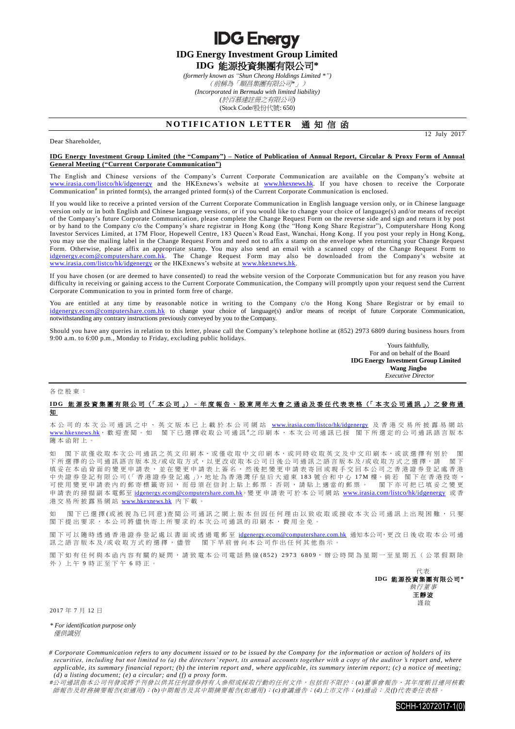# IDG Energy

## IDG Energy Investment Group Limited

## IDG 能源投資集團有限公司*

*(formerly known as "Shun Cheong Holdings Limited *")*

*（前稱為「順昌集團有限公司*」）*

*(Incorporated in Bermuda with limited liability)*

*(於百慕達註冊之有限公司)*

(Stock Code/股份代號: 650)

## NOTIFICATION LETTER 通知信函

12 July 2017

Dear Shareholder,

**IDG Energy Investment Group Limited (the "Company") – Notice of Publication of Annual Report, Circular & Proxy Form of Annual General Meeting ("Current Corporate Communication")**

The English and Chinese versions of the Company's Current Corporate Communication are available on the Company's website at www.irasia.com/listco/hk/idgenergy and the HKExnews's website at www.hkexnews.hk. If you have chosen to receive the Corporate Communication# in printed form(s), the arranged printed form(s) of the Current Corporate Communication is enclosed.

If you would like to receive a printed version of the Current Corporate Communication in English language version only, or in Chinese language version only or in both English and Chinese language versions, or if you would like to change your choice of language(s) and/or means of receipt of the Company's future Corporate Communication, please complete the Change Request Form on the reverse side and sign and return it by post or by hand to the Company c/o the Company's share registrar in Hong Kong (the "Hong Kong Share Registrar"), Computershare Hong Kong Investor Services Limited, at 17M Floor, Hopewell Centre, 183 Queen's Road East, Wanchai, Hong Kong. If you post your reply in Hong Kong, you may use the mailing label in the Change Request Form and need not to affix a stamp on the envelope when returning your Change Request Form. Otherwise, please affix an appropriate stamp. You may also send an email with a scanned copy of the Change Request Form to idgenergy.ecom@computershare.com.hk. The Change Request Form may also be downloaded from the Company's website at www.irasia.com/listco/hk/idgenergy or the HKExnews's website at www.hkexnews.hk.

If you have chosen (or are deemed to have consented) to read the website version of the Corporate Communication but for any reason you have difficulty in receiving or gaining access to the Current Corporate Communication, the Company will promptly upon your request send the Current Corporate Communication to you in printed form free of charge.

You are entitled at any time by reasonable notice in writing to the Company c/o the Hong Kong Share Registrar or by email to idgenergy.ecom@computershare.com.hk to change your choice of language(s) and/or means of receipt of future Corporate Communication, notwithstanding any contrary instructions previously conveyed by you to the Company.

Should you have any queries in relation to this letter, please call the Company's telephone hotline at (852) 2973 6809 during business hours from 9:00 a.m. to 6:00 p.m., Monday to Friday, excluding public holidays.

Yours faithfully,
For and on behalf of the Board
**IDG Energy Investment Group Limited**
**Wang Jingbo**
*Executive Director*

---

各位股東：

**IDG 能源投資集團有限公司（「本公司」）－年度報告、股東周年大會之通函及委任代表表格（「本次公司通訊」）之發佈通知**

本公司的本次公司通訊之中、英文版本已上載於本公司網站 www.irasia.com/listco/hk/idgenergy 及香港交易所披露易網站 www.hkexnews.hk，歡迎查閱。如　閣下已選擇收取公司通訊#之印刷本，本次公司通訊已按　閣下所選定的公司通訊語言版本隨本函附上。

如　閣下欲僅收取本次公司通訊之英文印刷本、或僅收取中文印刷本，或同時收取英文及中文印刷本，或欲選擇有別於　閣下所選擇的公司通訊語言版本及/或收取方式，以更改收取本公司日後公司通訊之語言版本及/或收取方式之選擇，請　閣下填妥在本函背面的變更申請表，並在變更申請表上簽名，然後把變更申請表寄回或親手交回本公司之香港證券登記處香港中央證券登記有限公司（「香港證券登記處」），地址為香港灣仔皇后大道東183號合和中心17M樓。倘若　閣下在香港投寄，可使用變更申請表內的郵寄標籤寄回，而毋須在信封上貼上郵票；否則，請貼上適當的郵票。　閣下亦可把已填妥之變更申請表的掃描副本電郵至 idgenergy.ecom@computershare.com.hk。變更申請表可於本公司網站 www.irasia.com/listco/hk/idgenergy 或香港交易所披露易網站 www.hkexnews.hk 內下載。

如　閣下已選擇(或被視為已同意)查閱公司通訊之網上版本但因任何理由以致收取或接收本次公司通訊上出現困難，只要閣下提出要求，本公司將儘快寄上所要求的本次公司通訊的印刷本，費用全免。

閣下可以隨時透過香港證券登記處以書面或透過電郵至 idgenergy.ecom@computershare.com.hk 通知本公司，更改日後收取本公司通訊之語言版本及/或收取方式的選擇，儘管　閣下早前曾向本公司作出任何其他指示。

閣下如有任何與本函內容有關的疑問，請致電本公司電話熱線(852) 2973 6809，辦公時間為星期一至星期五（公眾假期除外）上午9時正至下午6時正。

代表
**IDG 能源投資集團有限公司***
*執行董事*
**王靜波**
謹啟

2017年7月12日

*\* For identification purpose only*
*僅供識別*

*# Corporate Communication refers to any document issued or to be issued by the Company for the information or action of holders of its securities, including but not limited to (a) the directors' report, its annual accounts together with a copy of the auditor's report and, where applicable, its summary financial report; (b) the interim report and, where applicable, its summary interim report; (c) a notice of meeting; (d) a listing document; (e) a circular; and (f) a proxy form.*

*#公司通訊指本公司刊發或將予刊發以供其任何證券持有人參照或採取行動的任何文件，包括但不限於：(a)董事會報告、其年度帳目連同核數師報告及財務摘要報告(如適用)；(b)中期報告及其中期摘要報告(如適用)；(c)會議通告；(d)上市文件；(e)通函；及(f)代表委任表格。*

SCHH-12072017-1(0)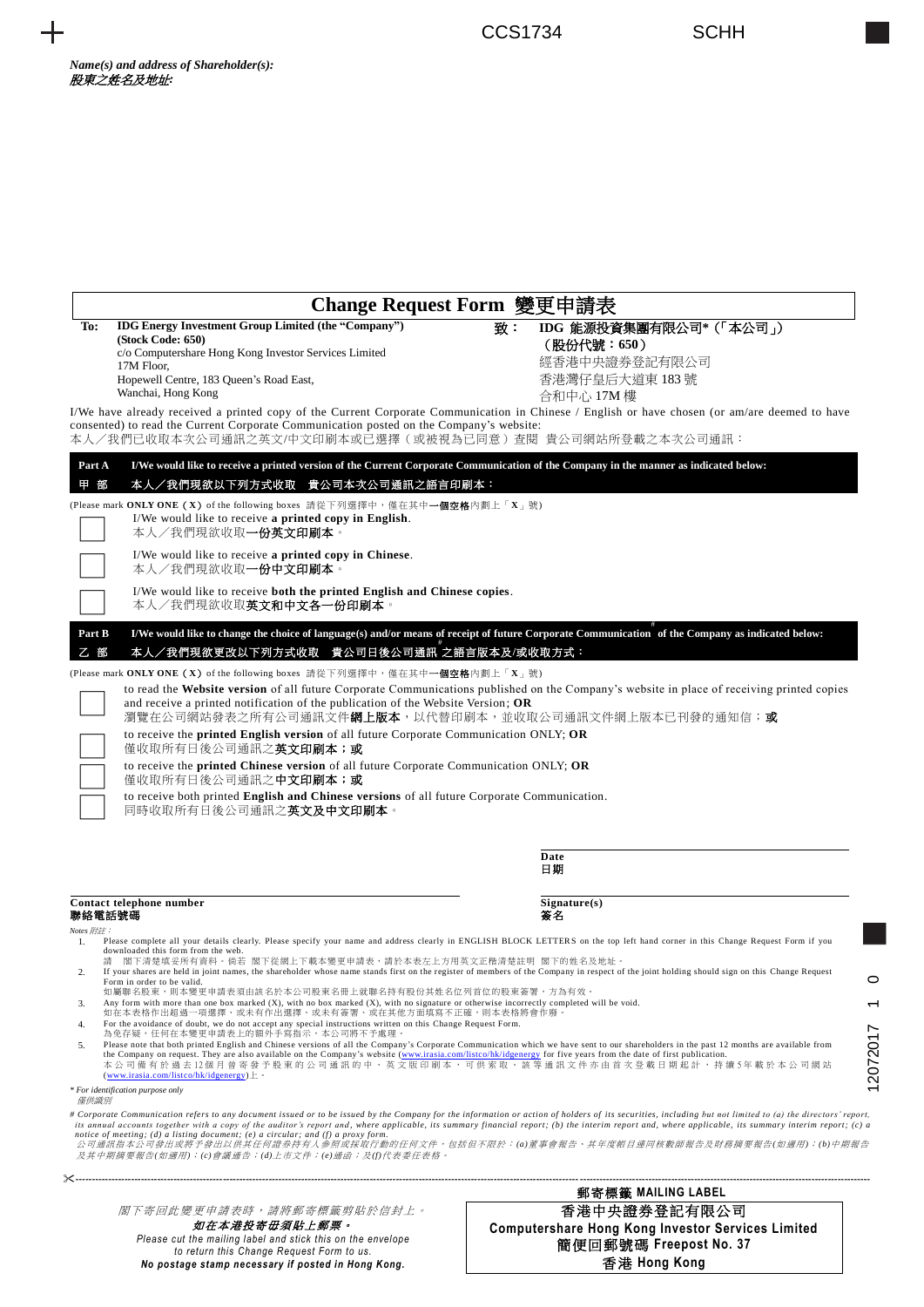CCS1734 SCHH

*Name(s) and address of Shareholder(s):*
*股東之姓名及地址:*

# Change Request Form 變更申請表

**To: IDG Energy Investment Group Limited (the "Company")**
**(Stock Code: 650)**
c/o Computershare Hong Kong Investor Services Limited
17M Floor,
Hopewell Centre, 183 Queen's Road East,
Wanchai, Hong Kong

**致：IDG 能源投資集團有限公司*（「本公司」）**
**（股份代號：650）**
經香港中央證券登記有限公司
香港灣仔皇后大道東 183 號
合和中心 17M 樓

I/We have already received a printed copy of the Current Corporate Communication in Chinese / English or have chosen (or am/are deemed to have consented) to read the Current Corporate Communication posted on the Company's website:
本人／我們已收取本次公司通訊之英文/中文印刷本或已選擇（或被視為已同意）查閱 貴公司網站所登載之本次公司通訊：

**Part A I/We would like to receive a printed version of the Current Corporate Communication of the Company in the manner as indicated below:**
**甲 部 本人／我們現欲以下列方式收取 貴公司本次公司通訊之語言印刷本：**

(Please mark **ONLY ONE** (**X**) of the following boxes 請從下列選擇中，僅在其中**一個空格**內劃上「**X**」號)

- ☐ I/We would like to receive **a printed copy in English**.
  本人／我們現欲收取**一份英文印刷本**。
- ☐ I/We would like to receive **a printed copy in Chinese**.
  本人／我們現欲收取**一份中文印刷本**。
- ☐ I/We would like to receive **both the printed English and Chinese copies**.
  本人／我們現欲收取**英文和中文各一份印刷本**。

**Part B I/We would like to change the choice of language(s) and/or means of receipt of future Corporate Communication# of the Company as indicated below:**
**乙 部 本人／我們現欲更改以下列方式收取 貴公司日後公司通訊# 之語言版本及/或收取方式：**

(Please mark **ONLY ONE** (**X**) of the following boxes 請從下列選擇中，僅在其中**一個空格**內劃上「**X**」號)

- ☐ to read the **Website version** of all future Corporate Communications published on the Company's website in place of receiving printed copies and receive a printed notification of the publication of the Website Version; **OR**
  瀏覽在公司網站發表之所有公司通訊文件**網上版本**，以代替印刷本，並收取公司通訊文件網上版本已刊發的通知信；**或**
- ☐ to receive the **printed English version** of all future Corporate Communication ONLY; **OR**
  僅收取所有日後公司通訊之**英文印刷本；或**
- ☐ to receive the **printed Chinese version** of all future Corporate Communication ONLY; **OR**
  僅收取所有日後公司通訊之**中文印刷本；或**
- ☐ to receive both printed **English and Chinese versions** of all future Corporate Communication.
  同時收取所有日後公司通訊之**英文及中文印刷本**。

**Date**
**日期**

**Contact telephone number**
**聯絡電話號碼**

**Signature(s)**
**簽名**

*Notes 附註：*

1. Please complete all your details clearly. Please specify your name and address clearly in ENGLISH BLOCK LETTERS on the top left hand corner in this Change Request Form if you downloaded this form from the web.
   請 閣下清楚填妥所有資料。倘若 閣下從網上下載本變更申請表，請於本表左上方用英文正楷清楚註明 閣下的姓名及地址。
2. If your shares are held in joint names, the shareholder whose name stands first on the register of members of the Company in respect of the joint holding should sign on this Change Request Form in order to be valid.
   如屬聯名股東，則本變更申請表須由該名於本公司股東名冊上就聯名持有股份其姓名位列首位的股東簽署，方為有效。
3. Any form with more than one box marked (X), with no box marked (X), with no signature or otherwise incorrectly completed will be void.
   如在本表格作出超過一項選擇、或未有作出選擇、或未有簽署，或在其他方面填寫不正確，則本表格將會作廢。
4. For the avoidance of doubt, we do not accept any special instructions written on this Change Request Form.
   為免存疑，任何在本變更申請表上的額外手寫指示，本公司將不予處理。
5. Please note that both printed English and Chinese versions of all the Company's Corporate Communication which we have sent to our shareholders in the past 12 months are available from the Company on request. They are also available on the Company's website (www.irasia.com/listco/hk/idgenergy) for five years from the date of first publication.
   本公司備有於過去12個月曾寄發予股東的公司通訊的中、英文版印刷本，可供索取。該等通訊文件亦由首次登載日期起計，持續5年載於本公司網站(www.irasia.com/listco/hk/idgenergy)上。

*\* For identification purpose only*
*僅供識別*

*# Corporate Communication refers to any document issued or to be issued by the Company for the information or action of holders of its securities, including but not limited to (a) the directors' report, its annual accounts together with a copy of the auditor's report and, where applicable, its summary financial report; (b) the interim report and, where applicable, its summary interim report; (c) a notice of meeting; (d) a listing document; (e) a circular; and (f) a proxy form.*
*公司通訊指本公司發出或將予發出以供其任何證券持有人參照或採取行動的任何文件，包括但不限於：(a)董事會報告、其年度帳目連同核數師報告及財務摘要報告(如適用)；(b)中期報告及其中期摘要報告(如適用)；(c)會議通告；(d)上市文件；(e)通函；及(f)代表委任表格。*

*閣下寄回此變更申請表時，請將郵寄標籤剪貼於信封上。*
***如在本港投寄毋須貼上郵票。***
*Please cut the mailing label and stick this on the envelope to return this Change Request Form to us.*
***No postage stamp necessary if posted in Hong Kong.***

**郵寄標籤 MAILING LABEL**
**香港中央證券登記有限公司**
**Computershare Hong Kong Investor Services Limited**
**簡便回郵號碼 Freepost No. 37**
**香港 Hong Kong**

12072017 1 0